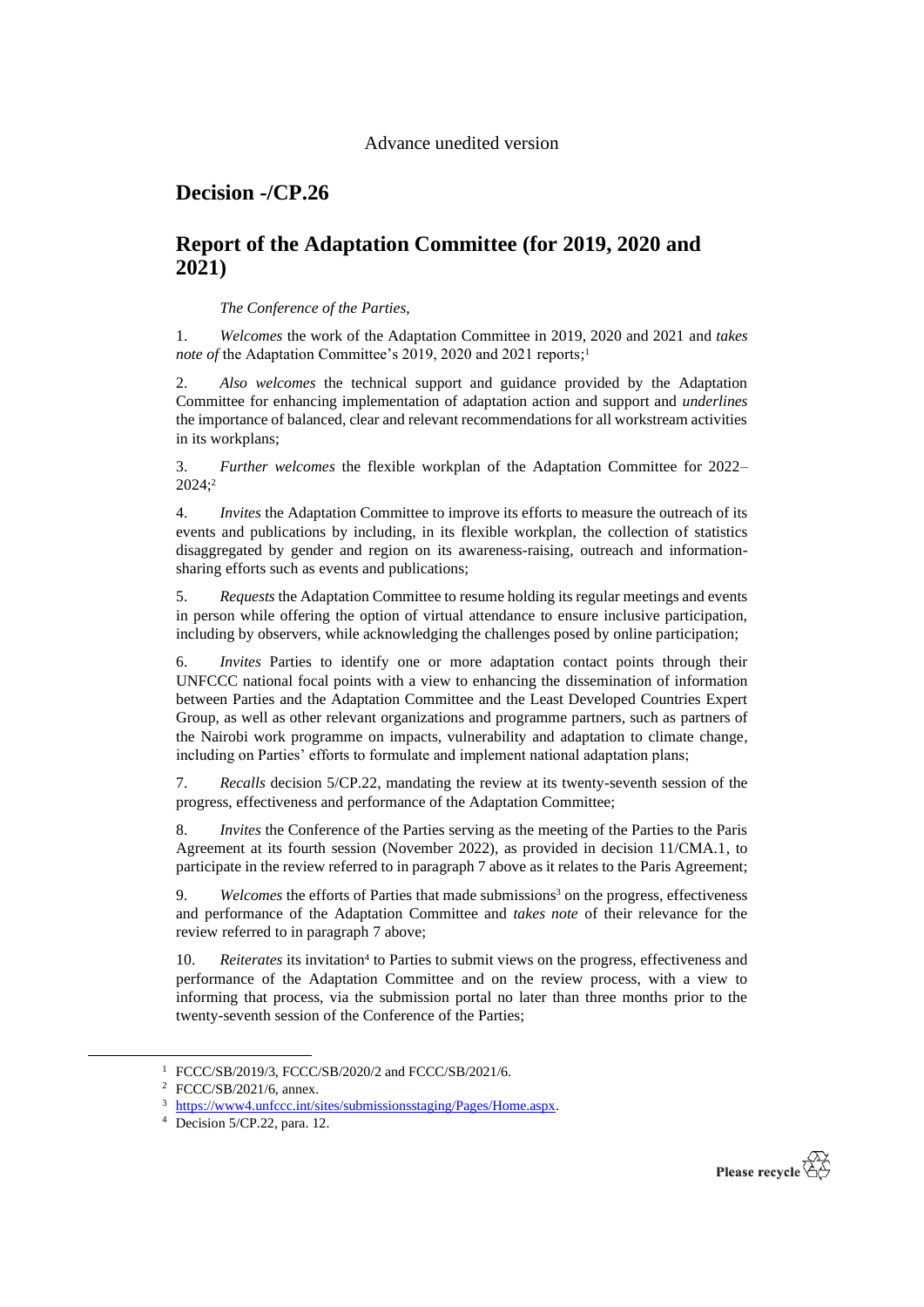Advance unedited version

# Decision -/CP.26

# Report of the Adaptation Committee (for 2019, 2020 and 2021)

*The Conference of the Parties*,

1. *Welcomes* the work of the Adaptation Committee in 2019, 2020 and 2021 and *takes note of* the Adaptation Committee's 2019, 2020 and 2021 reports;[1]

2. *Also welcomes* the technical support and guidance provided by the Adaptation Committee for enhancing implementation of adaptation action and support and *underlines* the importance of balanced, clear and relevant recommendations for all workstream activities in its workplans;

3. *Further welcomes* the flexible workplan of the Adaptation Committee for 2022–2024;[2]

4. *Invites* the Adaptation Committee to improve its efforts to measure the outreach of its events and publications by including, in its flexible workplan, the collection of statistics disaggregated by gender and region on its awareness-raising, outreach and information-sharing efforts such as events and publications;

5. *Requests* the Adaptation Committee to resume holding its regular meetings and events in person while offering the option of virtual attendance to ensure inclusive participation, including by observers, while acknowledging the challenges posed by online participation;

6. *Invites* Parties to identify one or more adaptation contact points through their UNFCCC national focal points with a view to enhancing the dissemination of information between Parties and the Adaptation Committee and the Least Developed Countries Expert Group, as well as other relevant organizations and programme partners, such as partners of the Nairobi work programme on impacts, vulnerability and adaptation to climate change, including on Parties' efforts to formulate and implement national adaptation plans;

7. *Recalls* decision 5/CP.22, mandating the review at its twenty-seventh session of the progress, effectiveness and performance of the Adaptation Committee;

8. *Invites* the Conference of the Parties serving as the meeting of the Parties to the Paris Agreement at its fourth session (November 2022), as provided in decision 11/CMA.1, to participate in the review referred to in paragraph 7 above as it relates to the Paris Agreement;

9. *Welcomes* the efforts of Parties that made submissions[3] on the progress, effectiveness and performance of the Adaptation Committee and *takes note* of their relevance for the review referred to in paragraph 7 above;

10. *Reiterates* its invitation[4] to Parties to submit views on the progress, effectiveness and performance of the Adaptation Committee and on the review process, with a view to informing that process, via the submission portal no later than three months prior to the twenty-seventh session of the Conference of the Parties;

---

[1] FCCC/SB/2019/3, FCCC/SB/2020/2 and FCCC/SB/2021/6.

[2] FCCC/SB/2021/6, annex.

[3] https://www4.unfccc.int/sites/submissionsstaging/Pages/Home.aspx.

[4] Decision 5/CP.22, para. 12.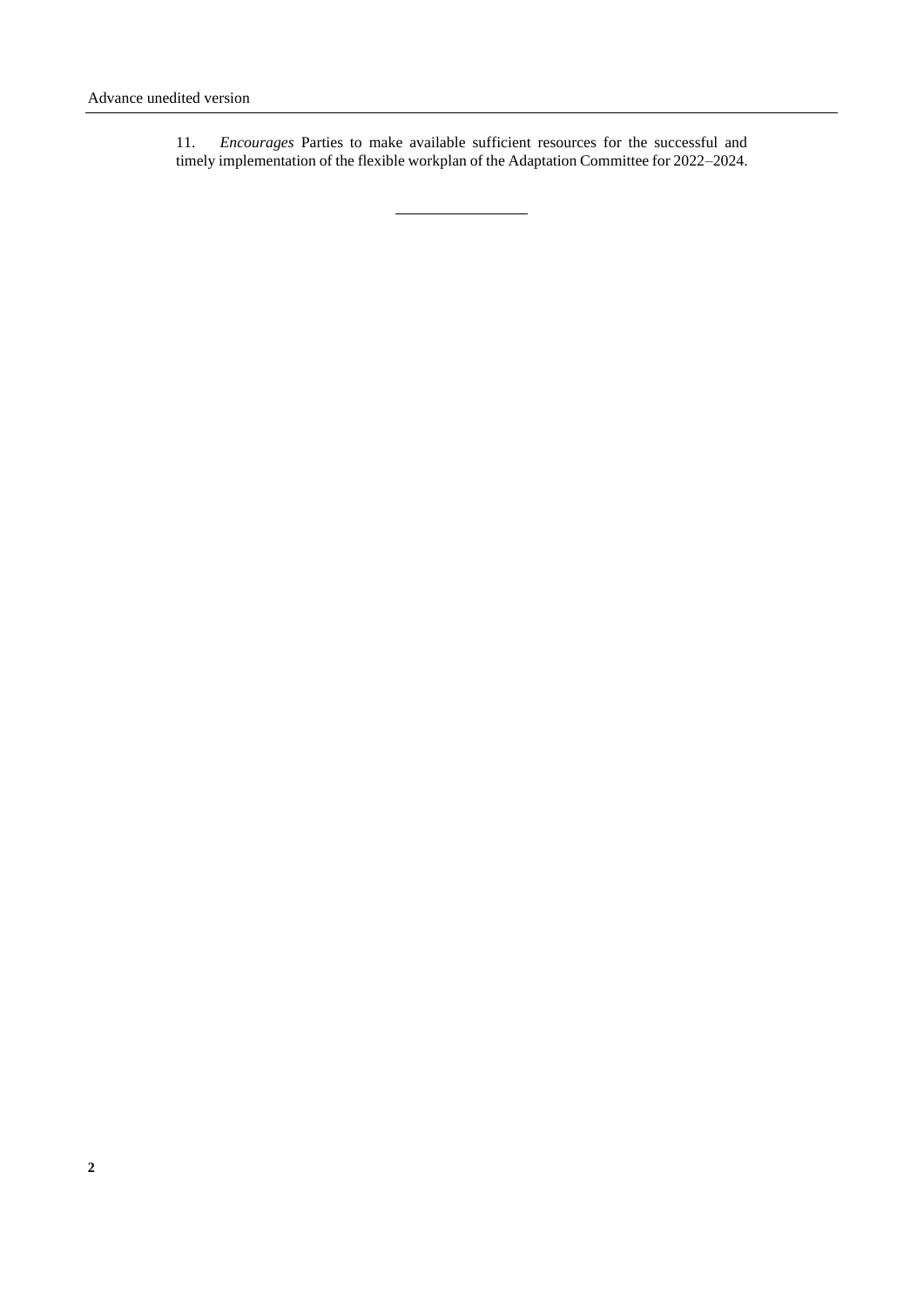11. *Encourages* Parties to make available sufficient resources for the successful and timely implementation of the flexible workplan of the Adaptation Committee for 2022–2024.